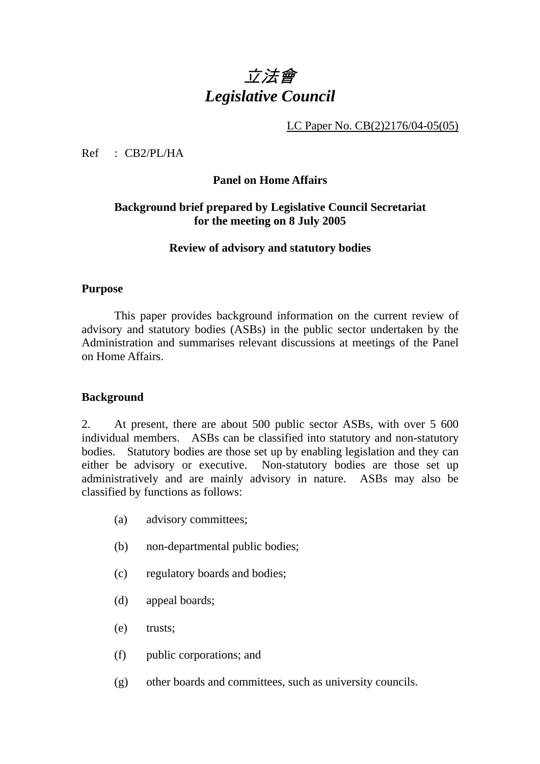# *立法會*
# *Legislative Council*

LC Paper No. CB(2)2176/04-05(05)

Ref : CB2/PL/HA

**Panel on Home Affairs**

**Background brief prepared by Legislative Council Secretariat for the meeting on 8 July 2005**

**Review of advisory and statutory bodies**

## Purpose

This paper provides background information on the current review of advisory and statutory bodies (ASBs) in the public sector undertaken by the Administration and summarises relevant discussions at meetings of the Panel on Home Affairs.

## Background

2. At present, there are about 500 public sector ASBs, with over 5 600 individual members. ASBs can be classified into statutory and non-statutory bodies. Statutory bodies are those set up by enabling legislation and they can either be advisory or executive. Non-statutory bodies are those set up administratively and are mainly advisory in nature. ASBs may also be classified by functions as follows:

(a) advisory committees;

(b) non-departmental public bodies;

(c) regulatory boards and bodies;

(d) appeal boards;

(e) trusts;

(f) public corporations; and

(g) other boards and committees, such as university councils.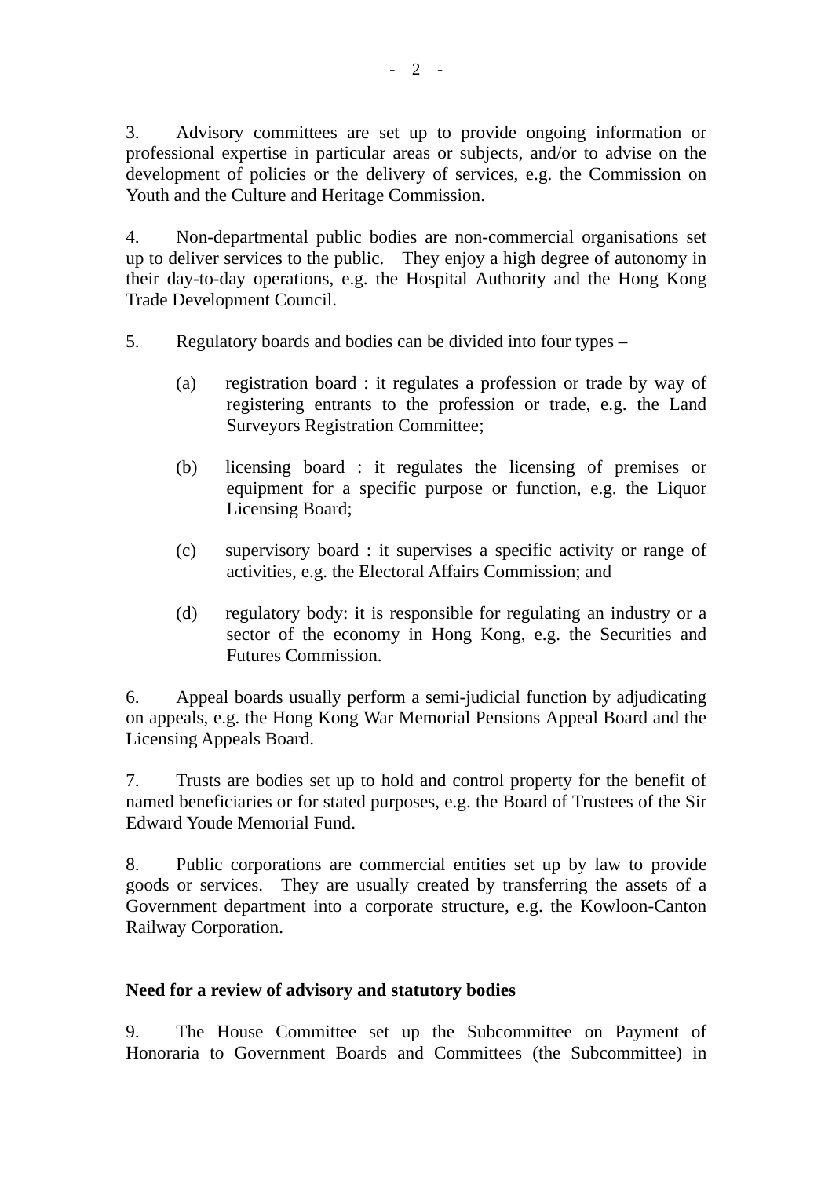3. Advisory committees are set up to provide ongoing information or professional expertise in particular areas or subjects, and/or to advise on the development of policies or the delivery of services, e.g. the Commission on Youth and the Culture and Heritage Commission.

4. Non-departmental public bodies are non-commercial organisations set up to deliver services to the public. They enjoy a high degree of autonomy in their day-to-day operations, e.g. the Hospital Authority and the Hong Kong Trade Development Council.

5. Regulatory boards and bodies can be divided into four types –

(a) registration board : it regulates a profession or trade by way of registering entrants to the profession or trade, e.g. the Land Surveyors Registration Committee;

(b) licensing board : it regulates the licensing of premises or equipment for a specific purpose or function, e.g. the Liquor Licensing Board;

(c) supervisory board : it supervises a specific activity or range of activities, e.g. the Electoral Affairs Commission; and

(d) regulatory body: it is responsible for regulating an industry or a sector of the economy in Hong Kong, e.g. the Securities and Futures Commission.

6. Appeal boards usually perform a semi-judicial function by adjudicating on appeals, e.g. the Hong Kong War Memorial Pensions Appeal Board and the Licensing Appeals Board.

7. Trusts are bodies set up to hold and control property for the benefit of named beneficiaries or for stated purposes, e.g. the Board of Trustees of the Sir Edward Youde Memorial Fund.

8. Public corporations are commercial entities set up by law to provide goods or services. They are usually created by transferring the assets of a Government department into a corporate structure, e.g. the Kowloon-Canton Railway Corporation.

**Need for a review of advisory and statutory bodies**

9. The House Committee set up the Subcommittee on Payment of Honoraria to Government Boards and Committees (the Subcommittee) in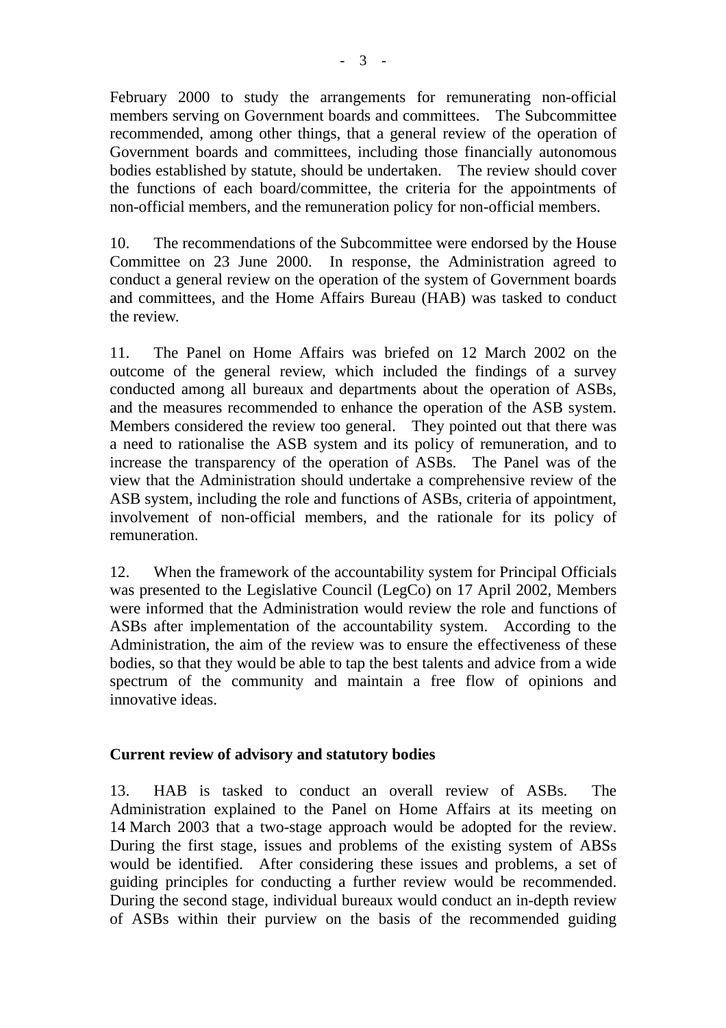February 2000 to study the arrangements for remunerating non-official members serving on Government boards and committees. The Subcommittee recommended, among other things, that a general review of the operation of Government boards and committees, including those financially autonomous bodies established by statute, should be undertaken. The review should cover the functions of each board/committee, the criteria for the appointments of non-official members, and the remuneration policy for non-official members.

10. The recommendations of the Subcommittee were endorsed by the House Committee on 23 June 2000. In response, the Administration agreed to conduct a general review on the operation of the system of Government boards and committees, and the Home Affairs Bureau (HAB) was tasked to conduct the review.

11. The Panel on Home Affairs was briefed on 12 March 2002 on the outcome of the general review, which included the findings of a survey conducted among all bureaux and departments about the operation of ASBs, and the measures recommended to enhance the operation of the ASB system. Members considered the review too general. They pointed out that there was a need to rationalise the ASB system and its policy of remuneration, and to increase the transparency of the operation of ASBs. The Panel was of the view that the Administration should undertake a comprehensive review of the ASB system, including the role and functions of ASBs, criteria of appointment, involvement of non-official members, and the rationale for its policy of remuneration.

12. When the framework of the accountability system for Principal Officials was presented to the Legislative Council (LegCo) on 17 April 2002, Members were informed that the Administration would review the role and functions of ASBs after implementation of the accountability system. According to the Administration, the aim of the review was to ensure the effectiveness of these bodies, so that they would be able to tap the best talents and advice from a wide spectrum of the community and maintain a free flow of opinions and innovative ideas.

**Current review of advisory and statutory bodies**

13. HAB is tasked to conduct an overall review of ASBs. The Administration explained to the Panel on Home Affairs at its meeting on 14 March 2003 that a two-stage approach would be adopted for the review. During the first stage, issues and problems of the existing system of ABSs would be identified. After considering these issues and problems, a set of guiding principles for conducting a further review would be recommended. During the second stage, individual bureaux would conduct an in-depth review of ASBs within their purview on the basis of the recommended guiding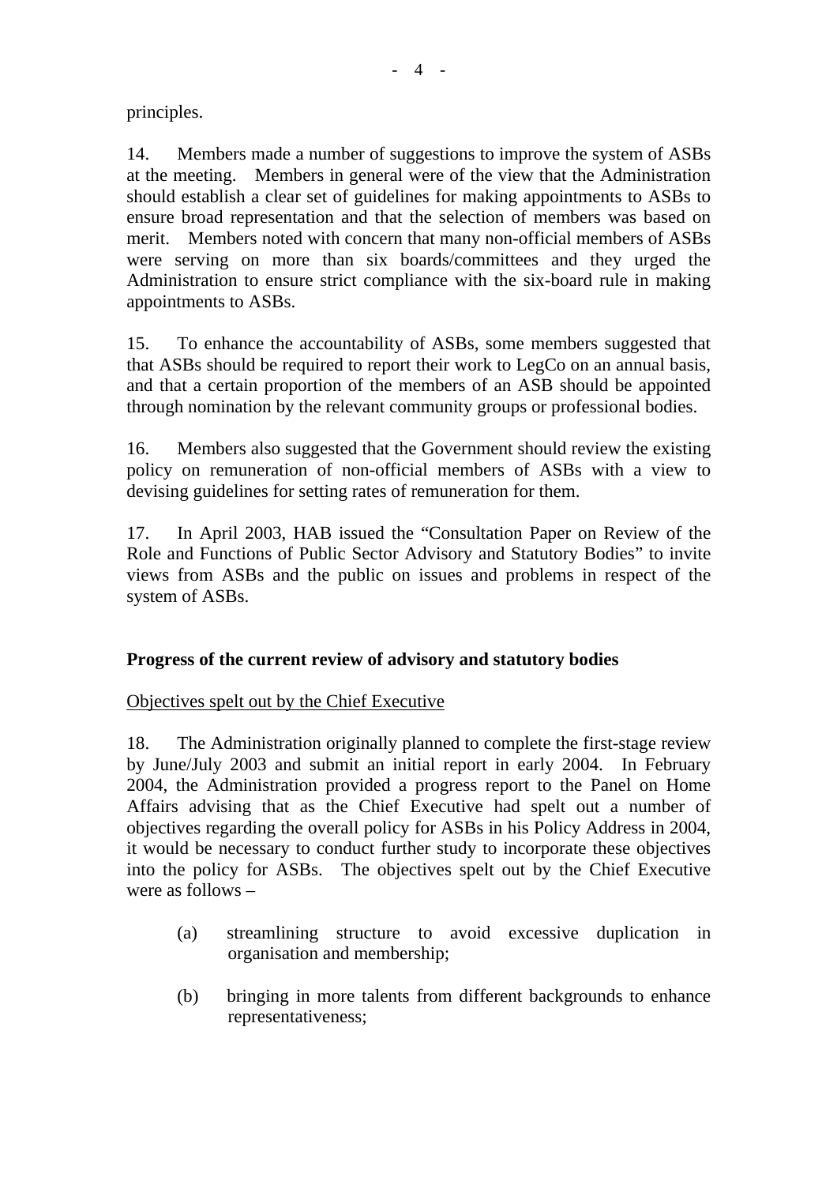principles.

14. Members made a number of suggestions to improve the system of ASBs at the meeting. Members in general were of the view that the Administration should establish a clear set of guidelines for making appointments to ASBs to ensure broad representation and that the selection of members was based on merit. Members noted with concern that many non-official members of ASBs were serving on more than six boards/committees and they urged the Administration to ensure strict compliance with the six-board rule in making appointments to ASBs.

15. To enhance the accountability of ASBs, some members suggested that that ASBs should be required to report their work to LegCo on an annual basis, and that a certain proportion of the members of an ASB should be appointed through nomination by the relevant community groups or professional bodies.

16. Members also suggested that the Government should review the existing policy on remuneration of non-official members of ASBs with a view to devising guidelines for setting rates of remuneration for them.

17. In April 2003, HAB issued the "Consultation Paper on Review of the Role and Functions of Public Sector Advisory and Statutory Bodies" to invite views from ASBs and the public on issues and problems in respect of the system of ASBs.

## Progress of the current review of advisory and statutory bodies

Objectives spelt out by the Chief Executive

18. The Administration originally planned to complete the first-stage review by June/July 2003 and submit an initial report in early 2004. In February 2004, the Administration provided a progress report to the Panel on Home Affairs advising that as the Chief Executive had spelt out a number of objectives regarding the overall policy for ASBs in his Policy Address in 2004, it would be necessary to conduct further study to incorporate these objectives into the policy for ASBs. The objectives spelt out by the Chief Executive were as follows –

(a) streamlining structure to avoid excessive duplication in organisation and membership;

(b) bringing in more talents from different backgrounds to enhance representativeness;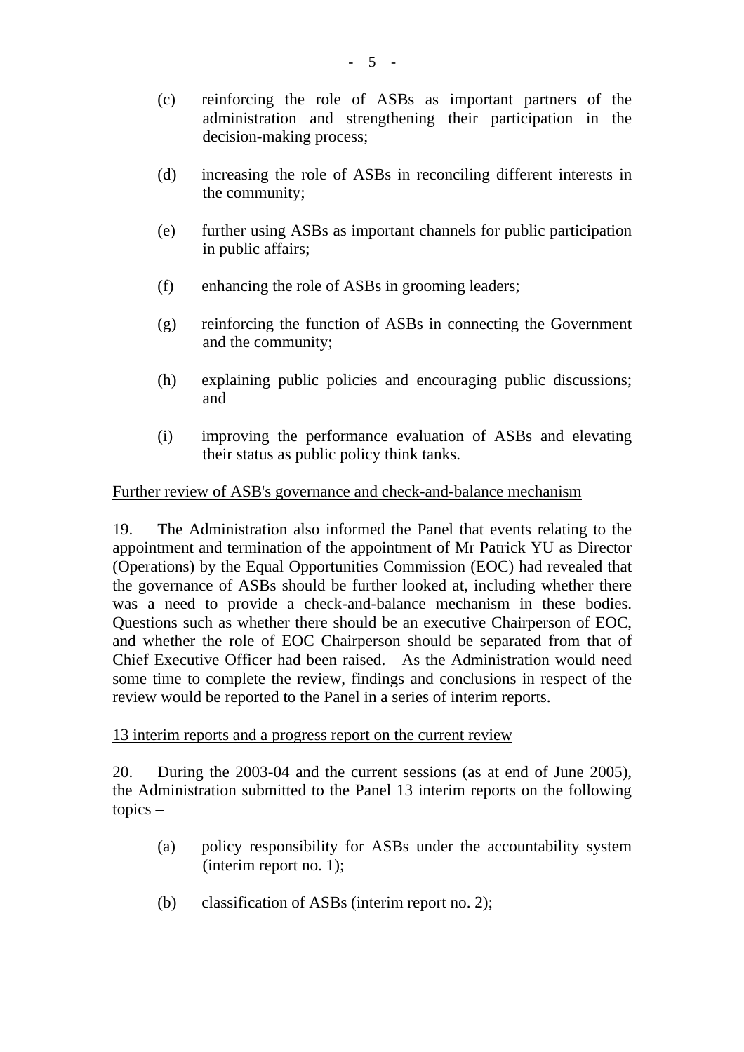(c) reinforcing the role of ASBs as important partners of the administration and strengthening their participation in the decision-making process;

(d) increasing the role of ASBs in reconciling different interests in the community;

(e) further using ASBs as important channels for public participation in public affairs;

(f) enhancing the role of ASBs in grooming leaders;

(g) reinforcing the function of ASBs in connecting the Government and the community;

(h) explaining public policies and encouraging public discussions; and

(i) improving the performance evaluation of ASBs and elevating their status as public policy think tanks.

<u>Further review of ASB's governance and check-and-balance mechanism</u>

19. The Administration also informed the Panel that events relating to the appointment and termination of the appointment of Mr Patrick YU as Director (Operations) by the Equal Opportunities Commission (EOC) had revealed that the governance of ASBs should be further looked at, including whether there was a need to provide a check-and-balance mechanism in these bodies. Questions such as whether there should be an executive Chairperson of EOC, and whether the role of EOC Chairperson should be separated from that of Chief Executive Officer had been raised. As the Administration would need some time to complete the review, findings and conclusions in respect of the review would be reported to the Panel in a series of interim reports.

<u>13 interim reports and a progress report on the current review</u>

20. During the 2003-04 and the current sessions (as at end of June 2005), the Administration submitted to the Panel 13 interim reports on the following topics –

(a) policy responsibility for ASBs under the accountability system (interim report no. 1);

(b) classification of ASBs (interim report no. 2);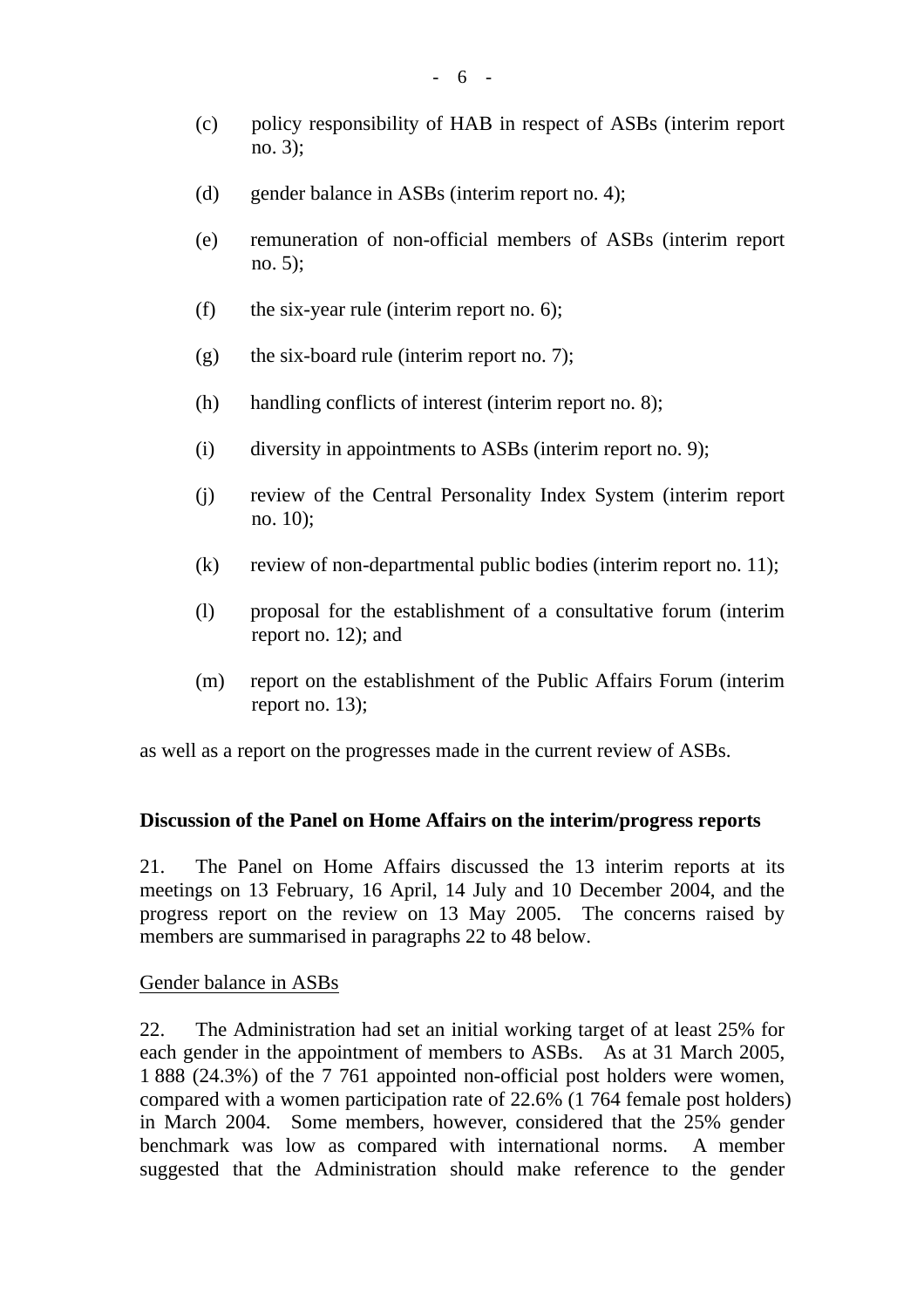(c) policy responsibility of HAB in respect of ASBs (interim report no. 3);

(d) gender balance in ASBs (interim report no. 4);

(e) remuneration of non-official members of ASBs (interim report no. 5);

(f) the six-year rule (interim report no. 6);

(g) the six-board rule (interim report no. 7);

(h) handling conflicts of interest (interim report no. 8);

(i) diversity in appointments to ASBs (interim report no. 9);

(j) review of the Central Personality Index System (interim report no. 10);

(k) review of non-departmental public bodies (interim report no. 11);

(l) proposal for the establishment of a consultative forum (interim report no. 12); and

(m) report on the establishment of the Public Affairs Forum (interim report no. 13);

as well as a report on the progresses made in the current review of ASBs.

**Discussion of the Panel on Home Affairs on the interim/progress reports**

21. The Panel on Home Affairs discussed the 13 interim reports at its meetings on 13 February, 16 April, 14 July and 10 December 2004, and the progress report on the review on 13 May 2005. The concerns raised by members are summarised in paragraphs 22 to 48 below.

Gender balance in ASBs

22. The Administration had set an initial working target of at least 25% for each gender in the appointment of members to ASBs. As at 31 March 2005, 1 888 (24.3%) of the 7 761 appointed non-official post holders were women, compared with a women participation rate of 22.6% (1 764 female post holders) in March 2004. Some members, however, considered that the 25% gender benchmark was low as compared with international norms. A member suggested that the Administration should make reference to the gender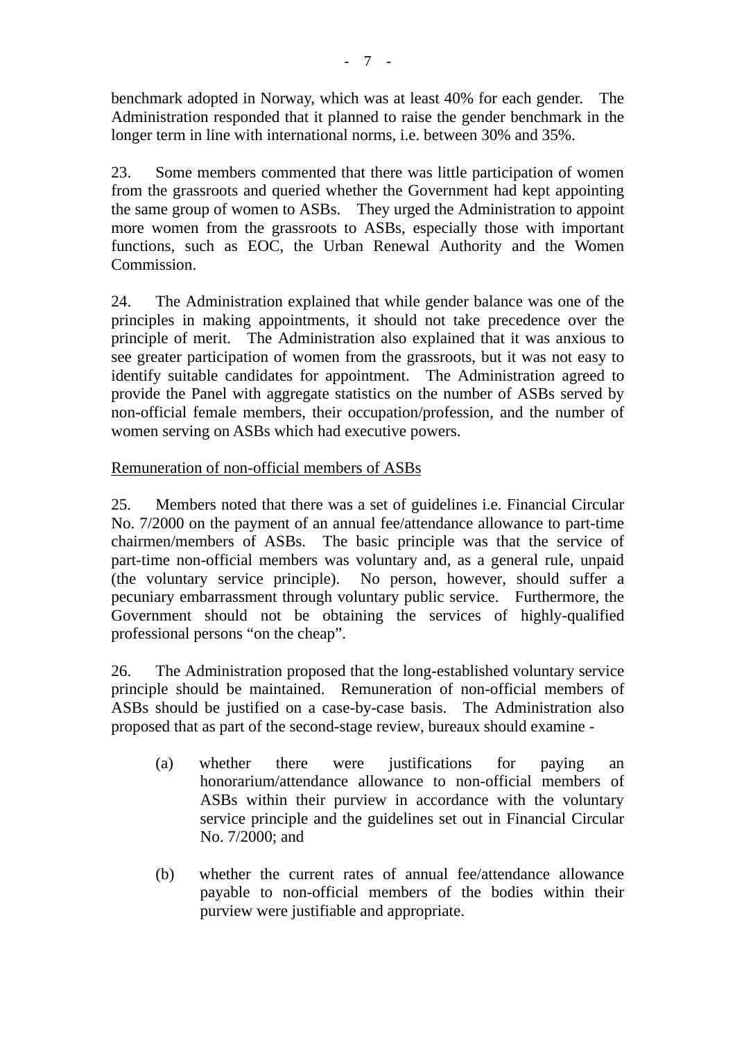benchmark adopted in Norway, which was at least 40% for each gender. The Administration responded that it planned to raise the gender benchmark in the longer term in line with international norms, i.e. between 30% and 35%.

23. Some members commented that there was little participation of women from the grassroots and queried whether the Government had kept appointing the same group of women to ASBs. They urged the Administration to appoint more women from the grassroots to ASBs, especially those with important functions, such as EOC, the Urban Renewal Authority and the Women Commission.

24. The Administration explained that while gender balance was one of the principles in making appointments, it should not take precedence over the principle of merit. The Administration also explained that it was anxious to see greater participation of women from the grassroots, but it was not easy to identify suitable candidates for appointment. The Administration agreed to provide the Panel with aggregate statistics on the number of ASBs served by non-official female members, their occupation/profession, and the number of women serving on ASBs which had executive powers.

Remuneration of non-official members of ASBs

25. Members noted that there was a set of guidelines i.e. Financial Circular No. 7/2000 on the payment of an annual fee/attendance allowance to part-time chairmen/members of ASBs. The basic principle was that the service of part-time non-official members was voluntary and, as a general rule, unpaid (the voluntary service principle). No person, however, should suffer a pecuniary embarrassment through voluntary public service. Furthermore, the Government should not be obtaining the services of highly-qualified professional persons "on the cheap".

26. The Administration proposed that the long-established voluntary service principle should be maintained. Remuneration of non-official members of ASBs should be justified on a case-by-case basis. The Administration also proposed that as part of the second-stage review, bureaux should examine -

(a) whether there were justifications for paying an honorarium/attendance allowance to non-official members of ASBs within their purview in accordance with the voluntary service principle and the guidelines set out in Financial Circular No. 7/2000; and

(b) whether the current rates of annual fee/attendance allowance payable to non-official members of the bodies within their purview were justifiable and appropriate.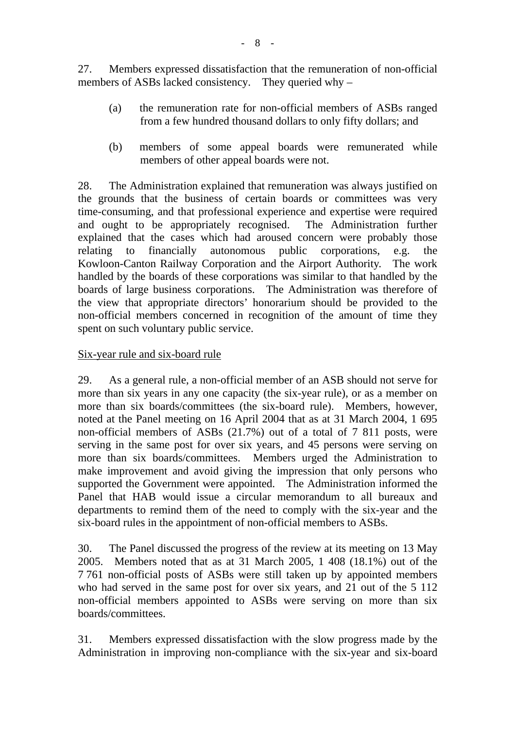27. Members expressed dissatisfaction that the remuneration of non-official members of ASBs lacked consistency. They queried why –

(a) the remuneration rate for non-official members of ASBs ranged from a few hundred thousand dollars to only fifty dollars; and

(b) members of some appeal boards were remunerated while members of other appeal boards were not.

28. The Administration explained that remuneration was always justified on the grounds that the business of certain boards or committees was very time-consuming, and that professional experience and expertise were required and ought to be appropriately recognised. The Administration further explained that the cases which had aroused concern were probably those relating to financially autonomous public corporations, e.g. the Kowloon-Canton Railway Corporation and the Airport Authority. The work handled by the boards of these corporations was similar to that handled by the boards of large business corporations. The Administration was therefore of the view that appropriate directors' honorarium should be provided to the non-official members concerned in recognition of the amount of time they spent on such voluntary public service.

Six-year rule and six-board rule

29. As a general rule, a non-official member of an ASB should not serve for more than six years in any one capacity (the six-year rule), or as a member on more than six boards/committees (the six-board rule). Members, however, noted at the Panel meeting on 16 April 2004 that as at 31 March 2004, 1 695 non-official members of ASBs (21.7%) out of a total of 7 811 posts, were serving in the same post for over six years, and 45 persons were serving on more than six boards/committees. Members urged the Administration to make improvement and avoid giving the impression that only persons who supported the Government were appointed. The Administration informed the Panel that HAB would issue a circular memorandum to all bureaux and departments to remind them of the need to comply with the six-year and the six-board rules in the appointment of non-official members to ASBs.

30. The Panel discussed the progress of the review at its meeting on 13 May 2005. Members noted that as at 31 March 2005, 1 408 (18.1%) out of the 7 761 non-official posts of ASBs were still taken up by appointed members who had served in the same post for over six years, and 21 out of the 5 112 non-official members appointed to ASBs were serving on more than six boards/committees.

31. Members expressed dissatisfaction with the slow progress made by the Administration in improving non-compliance with the six-year and six-board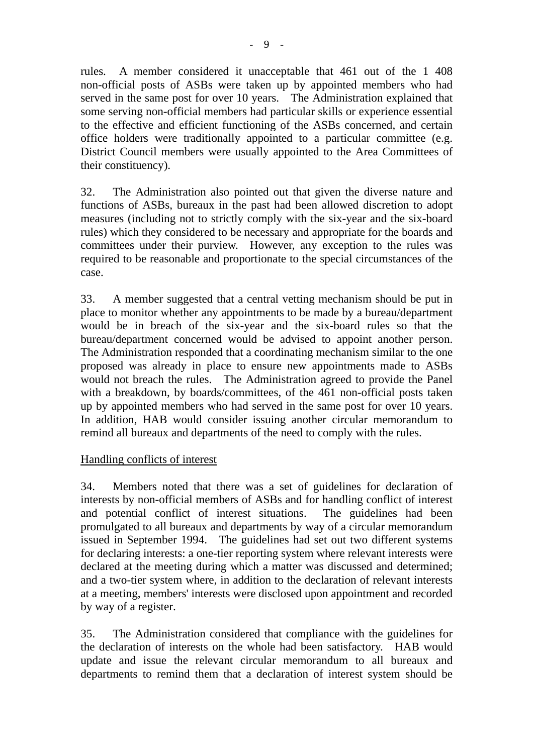rules. A member considered it unacceptable that 461 out of the 1 408 non-official posts of ASBs were taken up by appointed members who had served in the same post for over 10 years. The Administration explained that some serving non-official members had particular skills or experience essential to the effective and efficient functioning of the ASBs concerned, and certain office holders were traditionally appointed to a particular committee (e.g. District Council members were usually appointed to the Area Committees of their constituency).

32. The Administration also pointed out that given the diverse nature and functions of ASBs, bureaux in the past had been allowed discretion to adopt measures (including not to strictly comply with the six-year and the six-board rules) which they considered to be necessary and appropriate for the boards and committees under their purview. However, any exception to the rules was required to be reasonable and proportionate to the special circumstances of the case.

33. A member suggested that a central vetting mechanism should be put in place to monitor whether any appointments to be made by a bureau/department would be in breach of the six-year and the six-board rules so that the bureau/department concerned would be advised to appoint another person. The Administration responded that a coordinating mechanism similar to the one proposed was already in place to ensure new appointments made to ASBs would not breach the rules. The Administration agreed to provide the Panel with a breakdown, by boards/committees, of the 461 non-official posts taken up by appointed members who had served in the same post for over 10 years. In addition, HAB would consider issuing another circular memorandum to remind all bureaux and departments of the need to comply with the rules.

<u>Handling conflicts of interest</u>

34. Members noted that there was a set of guidelines for declaration of interests by non-official members of ASBs and for handling conflict of interest and potential conflict of interest situations. The guidelines had been promulgated to all bureaux and departments by way of a circular memorandum issued in September 1994. The guidelines had set out two different systems for declaring interests: a one-tier reporting system where relevant interests were declared at the meeting during which a matter was discussed and determined; and a two-tier system where, in addition to the declaration of relevant interests at a meeting, members' interests were disclosed upon appointment and recorded by way of a register.

35. The Administration considered that compliance with the guidelines for the declaration of interests on the whole had been satisfactory. HAB would update and issue the relevant circular memorandum to all bureaux and departments to remind them that a declaration of interest system should be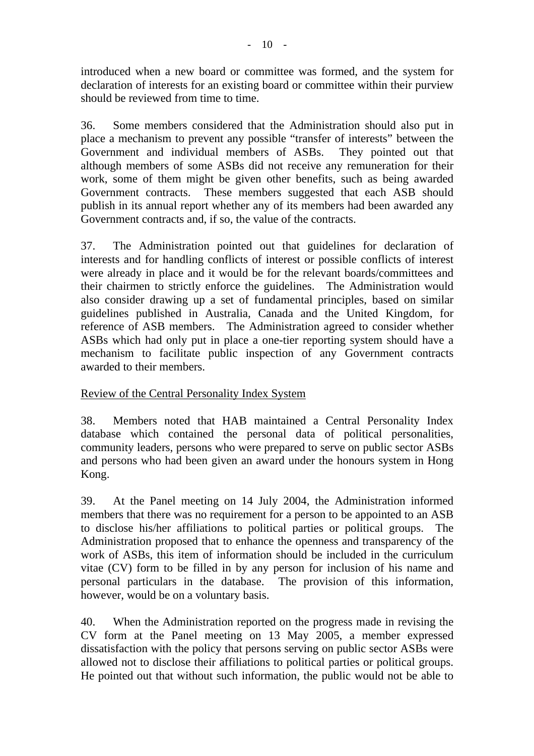introduced when a new board or committee was formed, and the system for declaration of interests for an existing board or committee within their purview should be reviewed from time to time.

36. Some members considered that the Administration should also put in place a mechanism to prevent any possible "transfer of interests" between the Government and individual members of ASBs. They pointed out that although members of some ASBs did not receive any remuneration for their work, some of them might be given other benefits, such as being awarded Government contracts. These members suggested that each ASB should publish in its annual report whether any of its members had been awarded any Government contracts and, if so, the value of the contracts.

37. The Administration pointed out that guidelines for declaration of interests and for handling conflicts of interest or possible conflicts of interest were already in place and it would be for the relevant boards/committees and their chairmen to strictly enforce the guidelines. The Administration would also consider drawing up a set of fundamental principles, based on similar guidelines published in Australia, Canada and the United Kingdom, for reference of ASB members. The Administration agreed to consider whether ASBs which had only put in place a one-tier reporting system should have a mechanism to facilitate public inspection of any Government contracts awarded to their members.

Review of the Central Personality Index System

38. Members noted that HAB maintained a Central Personality Index database which contained the personal data of political personalities, community leaders, persons who were prepared to serve on public sector ASBs and persons who had been given an award under the honours system in Hong Kong.

39. At the Panel meeting on 14 July 2004, the Administration informed members that there was no requirement for a person to be appointed to an ASB to disclose his/her affiliations to political parties or political groups. The Administration proposed that to enhance the openness and transparency of the work of ASBs, this item of information should be included in the curriculum vitae (CV) form to be filled in by any person for inclusion of his name and personal particulars in the database. The provision of this information, however, would be on a voluntary basis.

40. When the Administration reported on the progress made in revising the CV form at the Panel meeting on 13 May 2005, a member expressed dissatisfaction with the policy that persons serving on public sector ASBs were allowed not to disclose their affiliations to political parties or political groups. He pointed out that without such information, the public would not be able to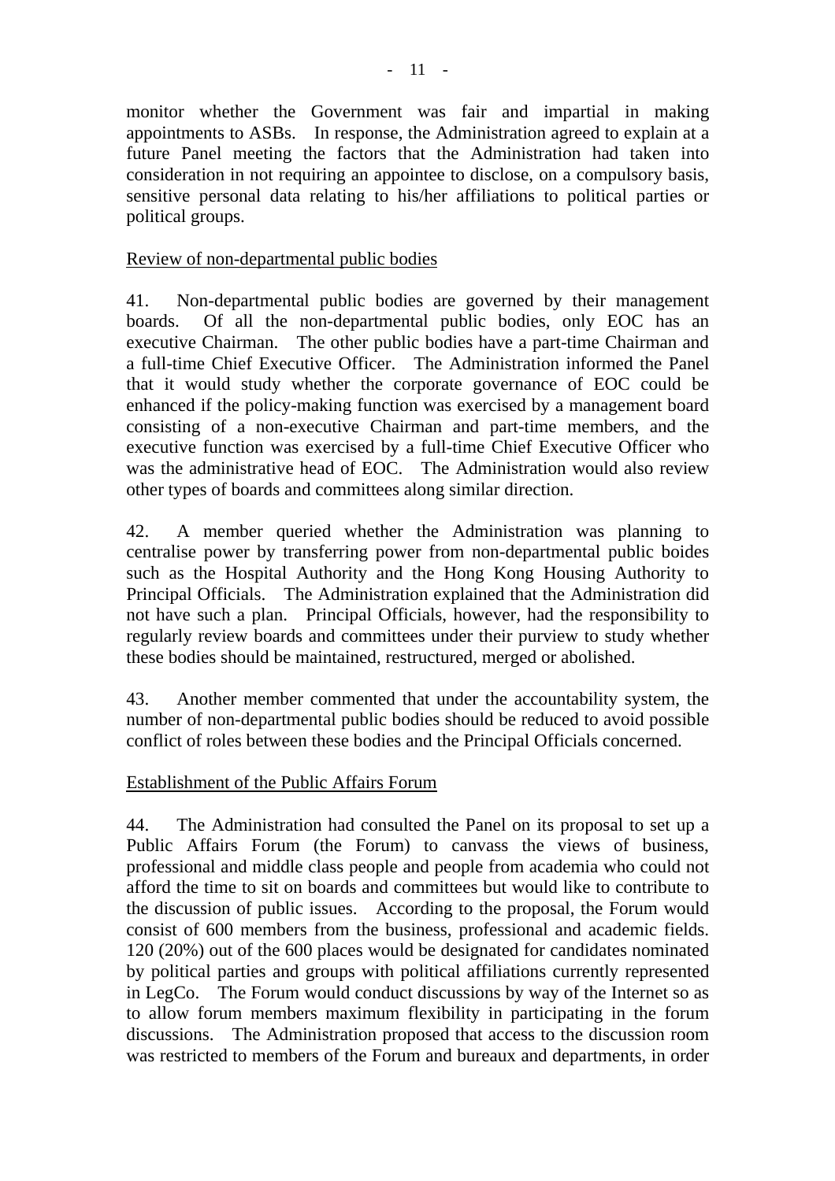monitor whether the Government was fair and impartial in making appointments to ASBs. In response, the Administration agreed to explain at a future Panel meeting the factors that the Administration had taken into consideration in not requiring an appointee to disclose, on a compulsory basis, sensitive personal data relating to his/her affiliations to political parties or political groups.

<u>Review of non-departmental public bodies</u>

41. Non-departmental public bodies are governed by their management boards. Of all the non-departmental public bodies, only EOC has an executive Chairman. The other public bodies have a part-time Chairman and a full-time Chief Executive Officer. The Administration informed the Panel that it would study whether the corporate governance of EOC could be enhanced if the policy-making function was exercised by a management board consisting of a non-executive Chairman and part-time members, and the executive function was exercised by a full-time Chief Executive Officer who was the administrative head of EOC. The Administration would also review other types of boards and committees along similar direction.

42. A member queried whether the Administration was planning to centralise power by transferring power from non-departmental public boides such as the Hospital Authority and the Hong Kong Housing Authority to Principal Officials. The Administration explained that the Administration did not have such a plan. Principal Officials, however, had the responsibility to regularly review boards and committees under their purview to study whether these bodies should be maintained, restructured, merged or abolished.

43. Another member commented that under the accountability system, the number of non-departmental public bodies should be reduced to avoid possible conflict of roles between these bodies and the Principal Officials concerned.

<u>Establishment of the Public Affairs Forum</u>

44. The Administration had consulted the Panel on its proposal to set up a Public Affairs Forum (the Forum) to canvass the views of business, professional and middle class people and people from academia who could not afford the time to sit on boards and committees but would like to contribute to the discussion of public issues. According to the proposal, the Forum would consist of 600 members from the business, professional and academic fields. 120 (20%) out of the 600 places would be designated for candidates nominated by political parties and groups with political affiliations currently represented in LegCo. The Forum would conduct discussions by way of the Internet so as to allow forum members maximum flexibility in participating in the forum discussions. The Administration proposed that access to the discussion room was restricted to members of the Forum and bureaux and departments, in order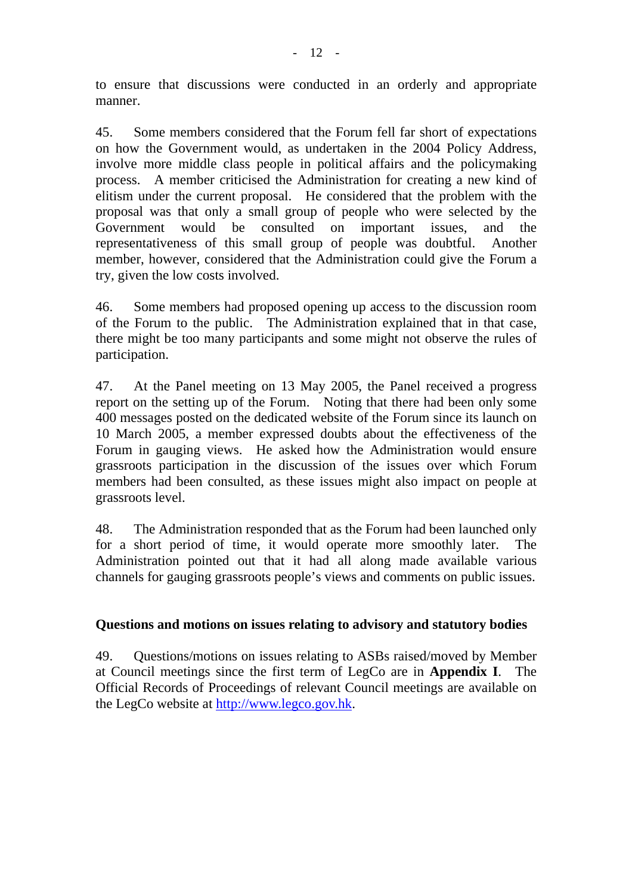to ensure that discussions were conducted in an orderly and appropriate manner.

45. Some members considered that the Forum fell far short of expectations on how the Government would, as undertaken in the 2004 Policy Address, involve more middle class people in political affairs and the policymaking process. A member criticised the Administration for creating a new kind of elitism under the current proposal. He considered that the problem with the proposal was that only a small group of people who were selected by the Government would be consulted on important issues, and the representativeness of this small group of people was doubtful. Another member, however, considered that the Administration could give the Forum a try, given the low costs involved.

46. Some members had proposed opening up access to the discussion room of the Forum to the public. The Administration explained that in that case, there might be too many participants and some might not observe the rules of participation.

47. At the Panel meeting on 13 May 2005, the Panel received a progress report on the setting up of the Forum. Noting that there had been only some 400 messages posted on the dedicated website of the Forum since its launch on 10 March 2005, a member expressed doubts about the effectiveness of the Forum in gauging views. He asked how the Administration would ensure grassroots participation in the discussion of the issues over which Forum members had been consulted, as these issues might also impact on people at grassroots level.

48. The Administration responded that as the Forum had been launched only for a short period of time, it would operate more smoothly later. The Administration pointed out that it had all along made available various channels for gauging grassroots people's views and comments on public issues.

**Questions and motions on issues relating to advisory and statutory bodies**

49. Questions/motions on issues relating to ASBs raised/moved by Member at Council meetings since the first term of LegCo are in **Appendix I**. The Official Records of Proceedings of relevant Council meetings are available on the LegCo website at http://www.legco.gov.hk.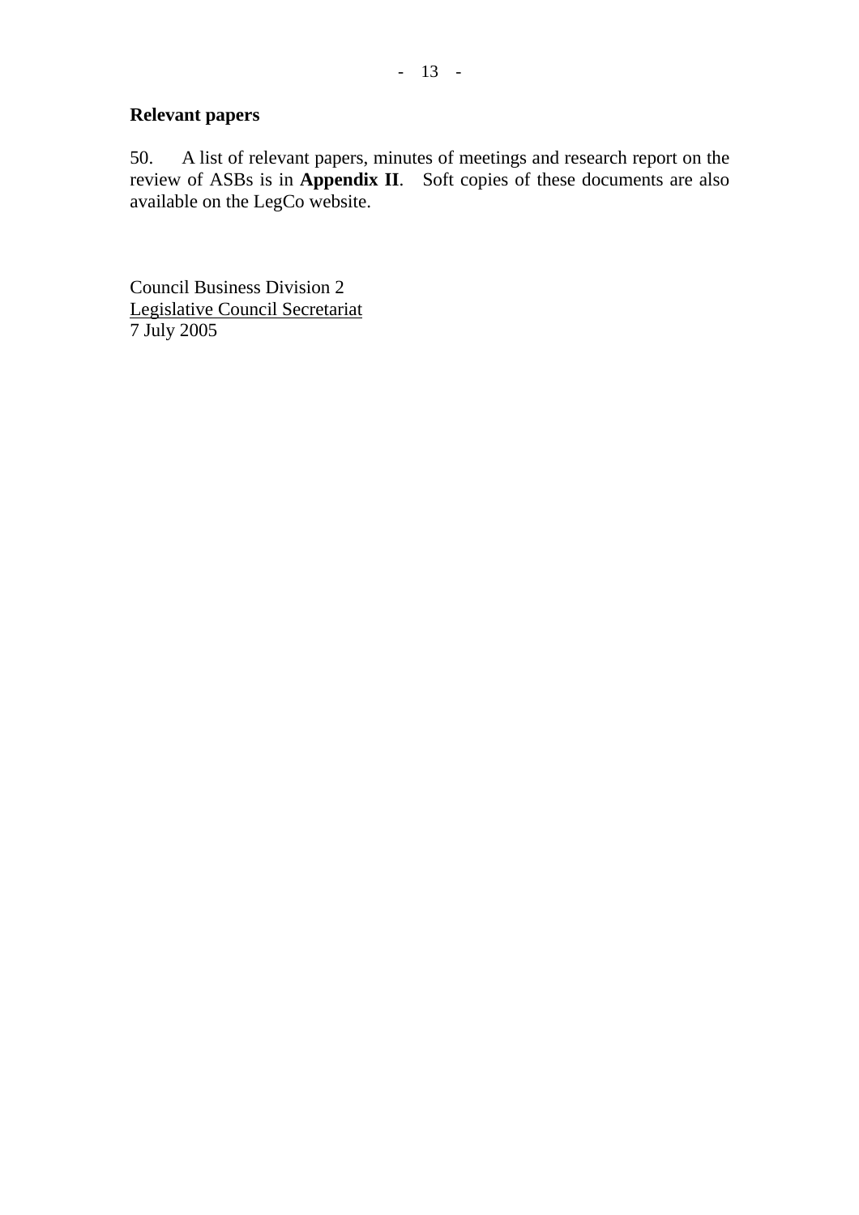## Relevant papers

50. A list of relevant papers, minutes of meetings and research report on the review of ASBs is in **Appendix II**. Soft copies of these documents are also available on the LegCo website.

Council Business Division 2
Legislative Council Secretariat
7 July 2005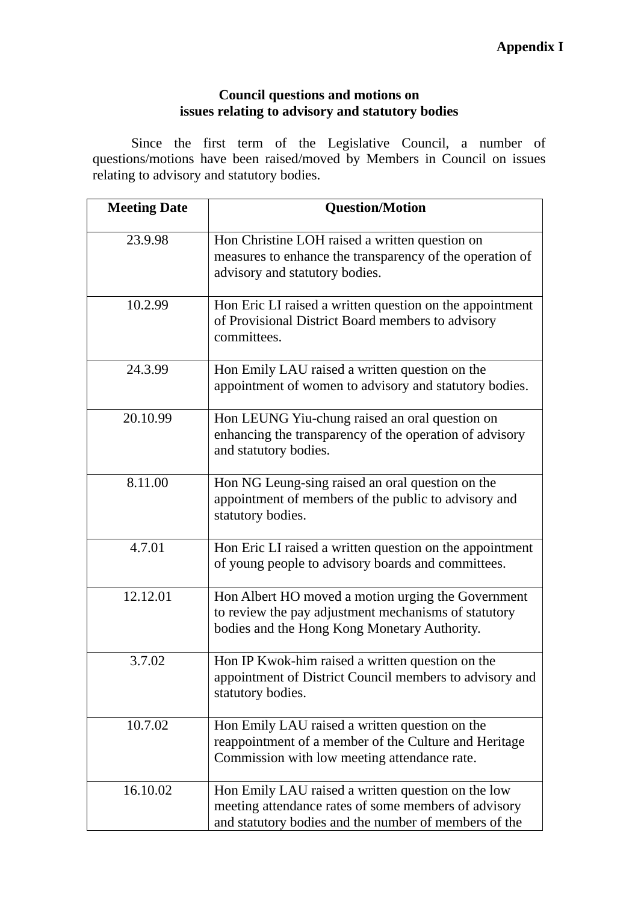**Appendix I**

**Council questions and motions on issues relating to advisory and statutory bodies**

Since the first term of the Legislative Council, a number of questions/motions have been raised/moved by Members in Council on issues relating to advisory and statutory bodies.

| Meeting Date | Question/Motion |
|---|---|
| 23.9.98 | Hon Christine LOH raised a written question on measures to enhance the transparency of the operation of advisory and statutory bodies. |
| 10.2.99 | Hon Eric LI raised a written question on the appointment of Provisional District Board members to advisory committees. |
| 24.3.99 | Hon Emily LAU raised a written question on the appointment of women to advisory and statutory bodies. |
| 20.10.99 | Hon LEUNG Yiu-chung raised an oral question on enhancing the transparency of the operation of advisory and statutory bodies. |
| 8.11.00 | Hon NG Leung-sing raised an oral question on the appointment of members of the public to advisory and statutory bodies. |
| 4.7.01 | Hon Eric LI raised a written question on the appointment of young people to advisory boards and committees. |
| 12.12.01 | Hon Albert HO moved a motion urging the Government to review the pay adjustment mechanisms of statutory bodies and the Hong Kong Monetary Authority. |
| 3.7.02 | Hon IP Kwok-him raised a written question on the appointment of District Council members to advisory and statutory bodies. |
| 10.7.02 | Hon Emily LAU raised a written question on the reappointment of a member of the Culture and Heritage Commission with low meeting attendance rate. |
| 16.10.02 | Hon Emily LAU raised a written question on the low meeting attendance rates of some members of advisory and statutory bodies and the number of members of the |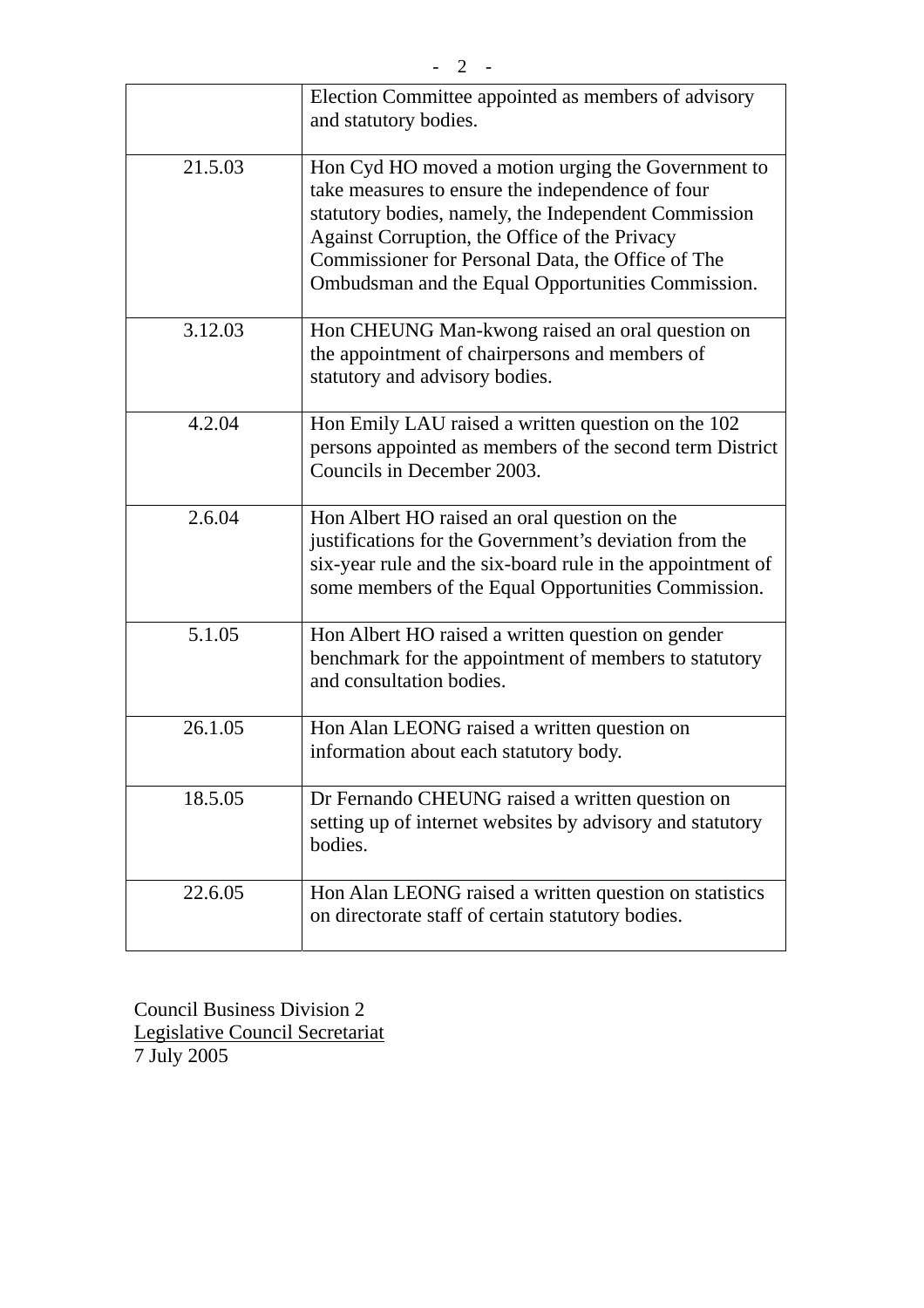| | |
|---|---|
| | Election Committee appointed as members of advisory and statutory bodies. |
| 21.5.03 | Hon Cyd HO moved a motion urging the Government to take measures to ensure the independence of four statutory bodies, namely, the Independent Commission Against Corruption, the Office of the Privacy Commissioner for Personal Data, the Office of The Ombudsman and the Equal Opportunities Commission. |
| 3.12.03 | Hon CHEUNG Man-kwong raised an oral question on the appointment of chairpersons and members of statutory and advisory bodies. |
| 4.2.04 | Hon Emily LAU raised a written question on the 102 persons appointed as members of the second term District Councils in December 2003. |
| 2.6.04 | Hon Albert HO raised an oral question on the justifications for the Government's deviation from the six-year rule and the six-board rule in the appointment of some members of the Equal Opportunities Commission. |
| 5.1.05 | Hon Albert HO raised a written question on gender benchmark for the appointment of members to statutory and consultation bodies. |
| 26.1.05 | Hon Alan LEONG raised a written question on information about each statutory body. |
| 18.5.05 | Dr Fernando CHEUNG raised a written question on setting up of internet websites by advisory and statutory bodies. |
| 22.6.05 | Hon Alan LEONG raised a written question on statistics on directorate staff of certain statutory bodies. |

Council Business Division 2
Legislative Council Secretariat
7 July 2005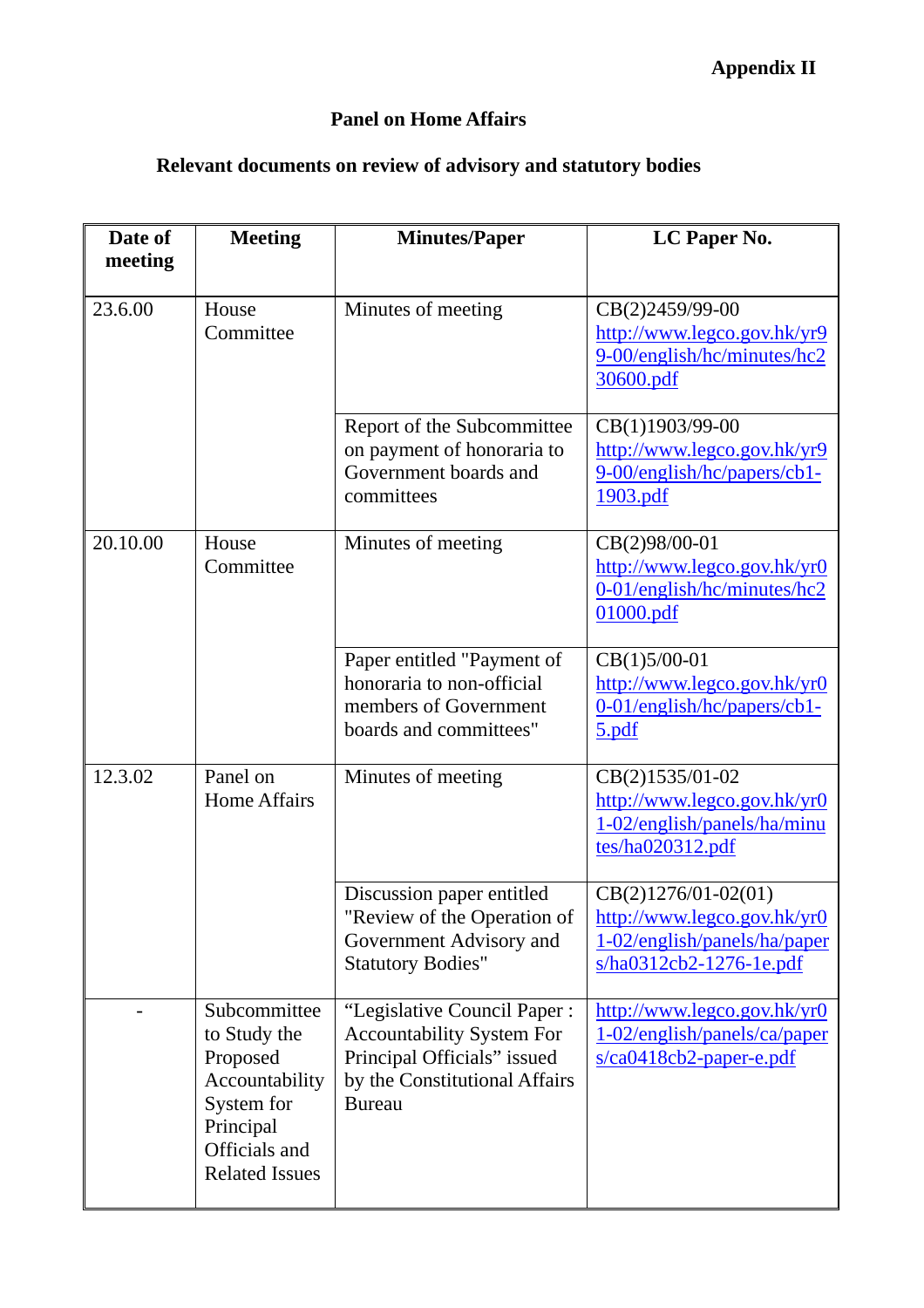**Appendix II**

## Panel on Home Affairs

## Relevant documents on review of advisory and statutory bodies

| Date of meeting | Meeting | Minutes/Paper | LC Paper No. |
|---|---|---|---|
| 23.6.00 | House Committee | Minutes of meeting | CB(2)2459/99-00 http://www.legco.gov.hk/yr99-00/english/hc/minutes/hc230600.pdf |
| | | Report of the Subcommittee on payment of honoraria to Government boards and committees | CB(1)1903/99-00 http://www.legco.gov.hk/yr99-00/english/hc/papers/cb1-1903.pdf |
| 20.10.00 | House Committee | Minutes of meeting | CB(2)98/00-01 http://www.legco.gov.hk/yr00-01/english/hc/minutes/hc201000.pdf |
| | | Paper entitled "Payment of honoraria to non-official members of Government boards and committees" | CB(1)5/00-01 http://www.legco.gov.hk/yr00-01/english/hc/papers/cb1-5.pdf |
| 12.3.02 | Panel on Home Affairs | Minutes of meeting | CB(2)1535/01-02 http://www.legco.gov.hk/yr01-02/english/panels/ha/minutes/ha020312.pdf |
| | | Discussion paper entitled "Review of the Operation of Government Advisory and Statutory Bodies" | CB(2)1276/01-02(01) http://www.legco.gov.hk/yr01-02/english/panels/ha/papers/ha0312cb2-1276-1e.pdf |
| - | Subcommittee to Study the Proposed Accountability System for Principal Officials and Related Issues | "Legislative Council Paper : Accountability System For Principal Officials" issued by the Constitutional Affairs Bureau | http://www.legco.gov.hk/yr01-02/english/panels/ca/papers/ca0418cb2-paper-e.pdf |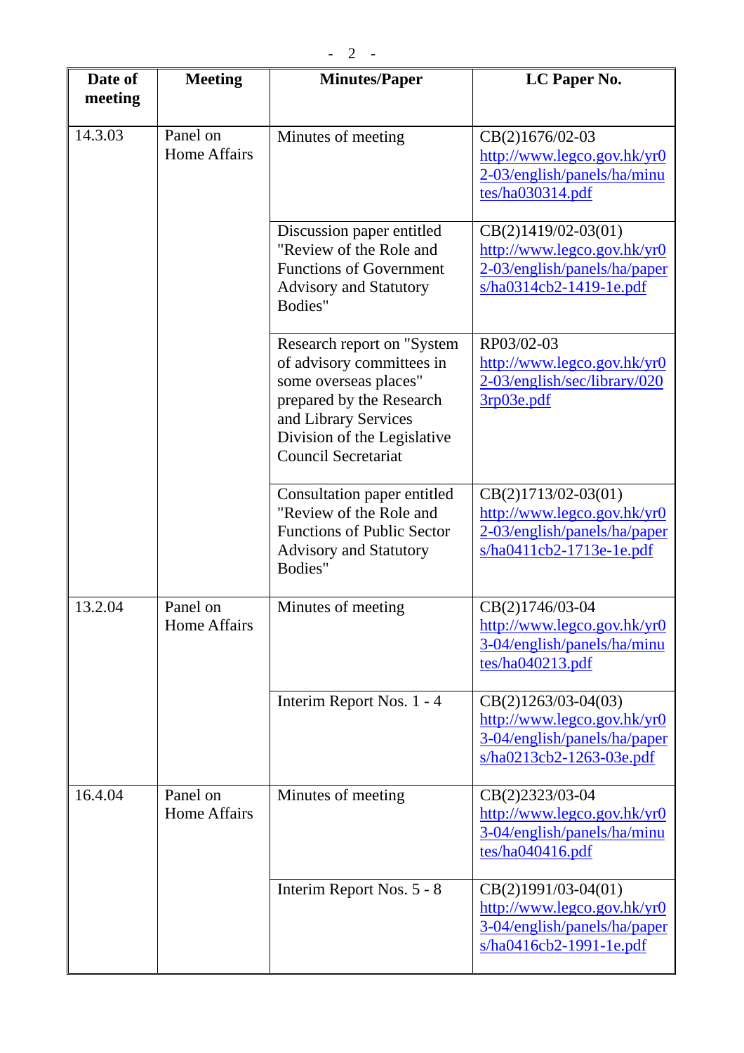| Date of meeting | Meeting | Minutes/Paper | LC Paper No. |
|---|---|---|---|
| 14.3.03 | Panel on Home Affairs | Minutes of meeting | CB(2)1676/02-03 http://www.legco.gov.hk/yr02-03/english/panels/ha/minutes/ha030314.pdf |
| | | Discussion paper entitled "Review of the Role and Functions of Government Advisory and Statutory Bodies" | CB(2)1419/02-03(01) http://www.legco.gov.hk/yr02-03/english/panels/ha/papers/ha0314cb2-1419-1e.pdf |
| | | Research report on "System of advisory committees in some overseas places" prepared by the Research and Library Services Division of the Legislative Council Secretariat | RP03/02-03 http://www.legco.gov.hk/yr02-03/english/sec/library/0203rp03e.pdf |
| | | Consultation paper entitled "Review of the Role and Functions of Public Sector Advisory and Statutory Bodies" | CB(2)1713/02-03(01) http://www.legco.gov.hk/yr02-03/english/panels/ha/papers/ha0411cb2-1713e-1e.pdf |
| 13.2.04 | Panel on Home Affairs | Minutes of meeting | CB(2)1746/03-04 http://www.legco.gov.hk/yr03-04/english/panels/ha/minutes/ha040213.pdf |
| | | Interim Report Nos. 1 - 4 | CB(2)1263/03-04(03) http://www.legco.gov.hk/yr03-04/english/panels/ha/papers/ha0213cb2-1263-03e.pdf |
| 16.4.04 | Panel on Home Affairs | Minutes of meeting | CB(2)2323/03-04 http://www.legco.gov.hk/yr03-04/english/panels/ha/minutes/ha040416.pdf |
| | | Interim Report Nos. 5 - 8 | CB(2)1991/03-04(01) http://www.legco.gov.hk/yr03-04/english/panels/ha/papers/ha0416cb2-1991-1e.pdf |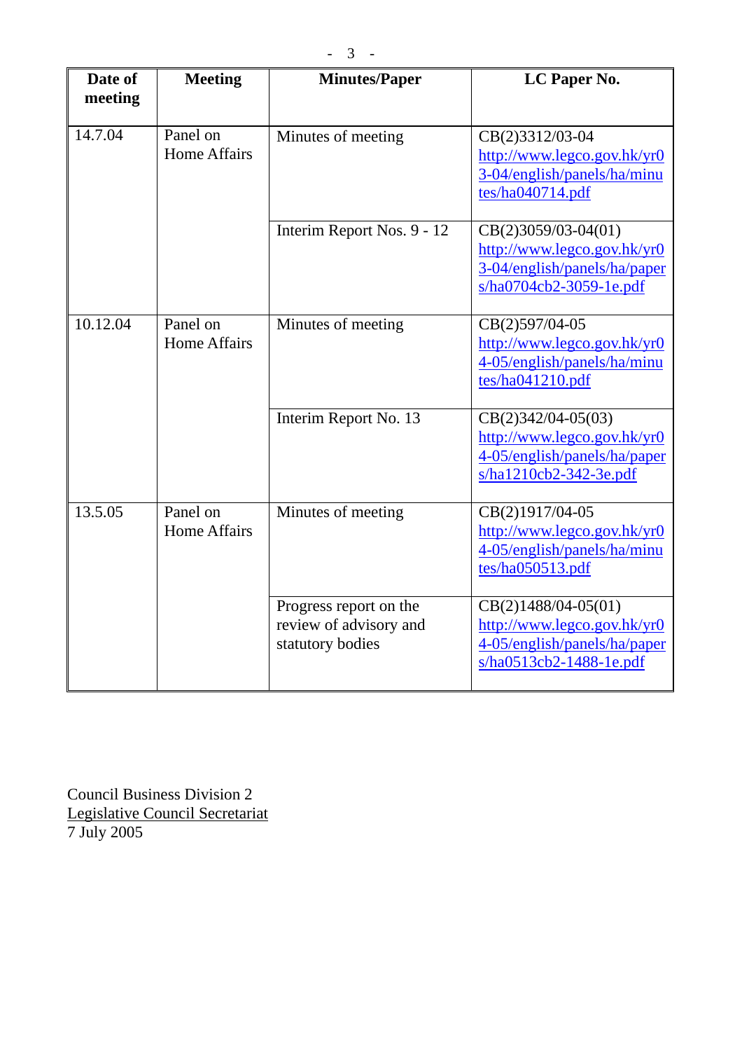| Date of meeting | Meeting | Minutes/Paper | LC Paper No. |
|---|---|---|---|
| 14.7.04 | Panel on Home Affairs | Minutes of meeting | CB(2)3312/03-04 http://www.legco.gov.hk/yr03-04/english/panels/ha/minutes/ha040714.pdf |
| | | Interim Report Nos. 9 - 12 | CB(2)3059/03-04(01) http://www.legco.gov.hk/yr03-04/english/panels/ha/papers/ha0704cb2-3059-1e.pdf |
| 10.12.04 | Panel on Home Affairs | Minutes of meeting | CB(2)597/04-05 http://www.legco.gov.hk/yr04-05/english/panels/ha/minutes/ha041210.pdf |
| | | Interim Report No. 13 | CB(2)342/04-05(03) http://www.legco.gov.hk/yr04-05/english/panels/ha/papers/ha1210cb2-342-3e.pdf |
| 13.5.05 | Panel on Home Affairs | Minutes of meeting | CB(2)1917/04-05 http://www.legco.gov.hk/yr04-05/english/panels/ha/minutes/ha050513.pdf |
| | | Progress report on the review of advisory and statutory bodies | CB(2)1488/04-05(01) http://www.legco.gov.hk/yr04-05/english/panels/ha/papers/ha0513cb2-1488-1e.pdf |

Council Business Division 2
Legislative Council Secretariat
7 July 2005